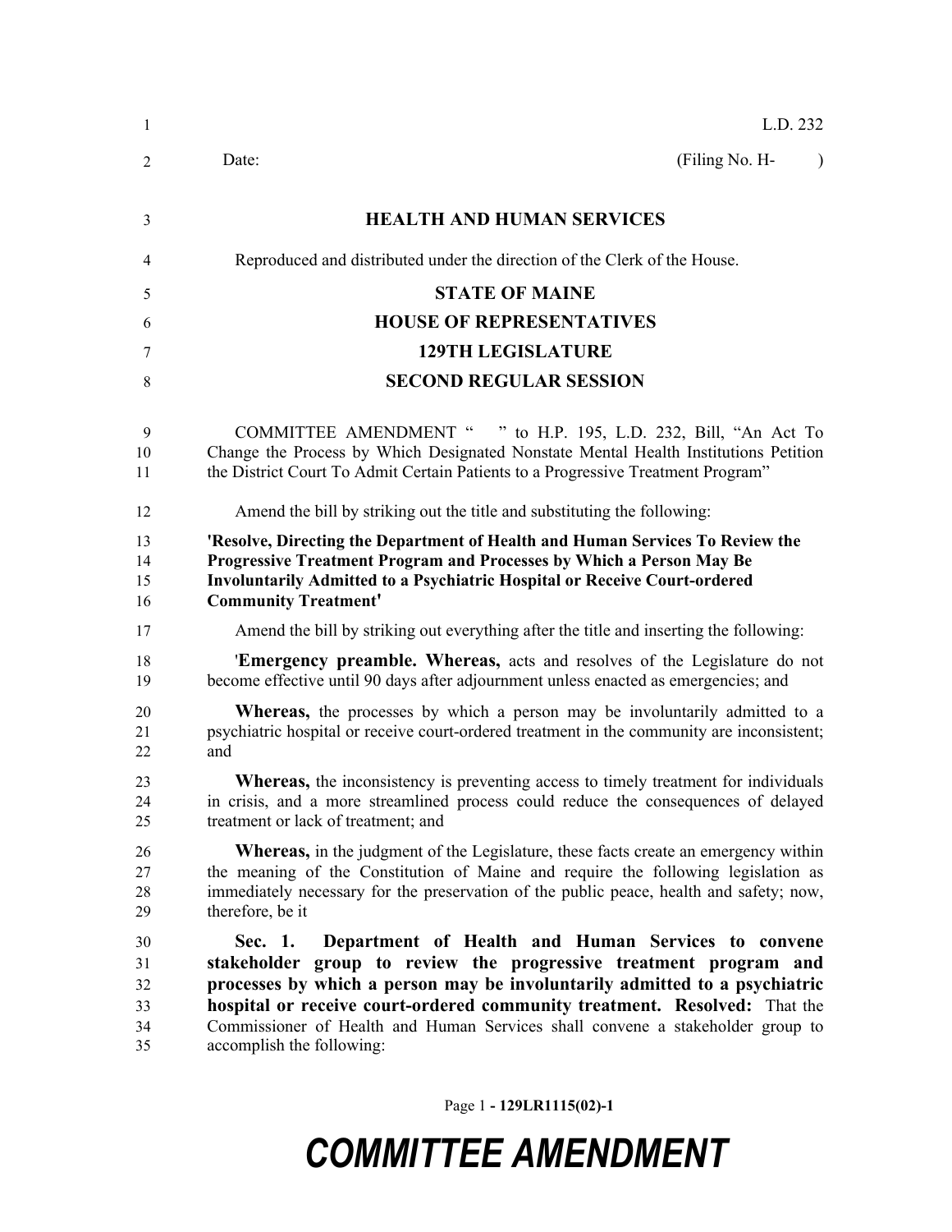L.D. 232

Date: (Filing No. H- )

## HEALTH AND HUMAN SERVICES

Reproduced and distributed under the direction of the Clerk of the House.

## STATE OF MAINE
## HOUSE OF REPRESENTATIVES
## 129TH LEGISLATURE
## SECOND REGULAR SESSION

COMMITTEE AMENDMENT " " to H.P. 195, L.D. 232, Bill, "An Act To Change the Process by Which Designated Nonstate Mental Health Institutions Petition the District Court To Admit Certain Patients to a Progressive Treatment Program"

Amend the bill by striking out the title and substituting the following:

**'Resolve, Directing the Department of Health and Human Services To Review the Progressive Treatment Program and Processes by Which a Person May Be Involuntarily Admitted to a Psychiatric Hospital or Receive Court-ordered Community Treatment'**

Amend the bill by striking out everything after the title and inserting the following:

'**Emergency preamble. Whereas,** acts and resolves of the Legislature do not become effective until 90 days after adjournment unless enacted as emergencies; and

**Whereas,** the processes by which a person may be involuntarily admitted to a psychiatric hospital or receive court-ordered treatment in the community are inconsistent; and

**Whereas,** the inconsistency is preventing access to timely treatment for individuals in crisis, and a more streamlined process could reduce the consequences of delayed treatment or lack of treatment; and

**Whereas,** in the judgment of the Legislature, these facts create an emergency within the meaning of the Constitution of Maine and require the following legislation as immediately necessary for the preservation of the public peace, health and safety; now, therefore, be it

**Sec. 1. Department of Health and Human Services to convene stakeholder group to review the progressive treatment program and processes by which a person may be involuntarily admitted to a psychiatric hospital or receive court-ordered community treatment. Resolved:** That the Commissioner of Health and Human Services shall convene a stakeholder group to accomplish the following: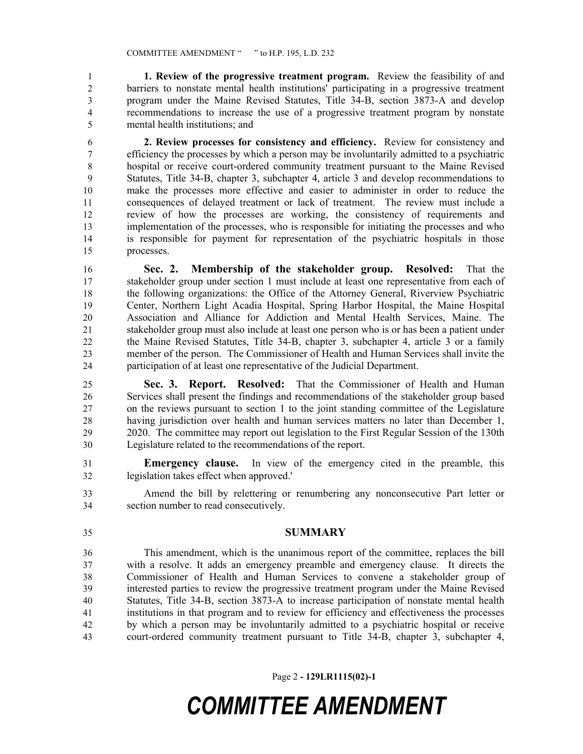**1. Review of the progressive treatment program.** Review the feasibility of and barriers to nonstate mental health institutions' participating in a progressive treatment program under the Maine Revised Statutes, Title 34-B, section 3873-A and develop recommendations to increase the use of a progressive treatment program by nonstate mental health institutions; and

**2. Review processes for consistency and efficiency.** Review for consistency and efficiency the processes by which a person may be involuntarily admitted to a psychiatric hospital or receive court-ordered community treatment pursuant to the Maine Revised Statutes, Title 34-B, chapter 3, subchapter 4, article 3 and develop recommendations to make the processes more effective and easier to administer in order to reduce the consequences of delayed treatment or lack of treatment. The review must include a review of how the processes are working, the consistency of requirements and implementation of the processes, who is responsible for initiating the processes and who is responsible for payment for representation of the psychiatric hospitals in those processes.

**Sec. 2. Membership of the stakeholder group. Resolved:** That the stakeholder group under section 1 must include at least one representative from each of the following organizations: the Office of the Attorney General, Riverview Psychiatric Center, Northern Light Acadia Hospital, Spring Harbor Hospital, the Maine Hospital Association and Alliance for Addiction and Mental Health Services, Maine. The stakeholder group must also include at least one person who is or has been a patient under the Maine Revised Statutes, Title 34-B, chapter 3, subchapter 4, article 3 or a family member of the person. The Commissioner of Health and Human Services shall invite the participation of at least one representative of the Judicial Department.

**Sec. 3. Report. Resolved:** That the Commissioner of Health and Human Services shall present the findings and recommendations of the stakeholder group based on the reviews pursuant to section 1 to the joint standing committee of the Legislature having jurisdiction over health and human services matters no later than December 1, 2020. The committee may report out legislation to the First Regular Session of the 130th Legislature related to the recommendations of the report.

**Emergency clause.** In view of the emergency cited in the preamble, this legislation takes effect when approved.'

Amend the bill by relettering or renumbering any nonconsecutive Part letter or section number to read consecutively.

## SUMMARY

This amendment, which is the unanimous report of the committee, replaces the bill with a resolve. It adds an emergency preamble and emergency clause. It directs the Commissioner of Health and Human Services to convene a stakeholder group of interested parties to review the progressive treatment program under the Maine Revised Statutes, Title 34-B, section 3873-A to increase participation of nonstate mental health institutions in that program and to review for efficiency and effectiveness the processes by which a person may be involuntarily admitted to a psychiatric hospital or receive court-ordered community treatment pursuant to Title 34-B, chapter 3, subchapter 4,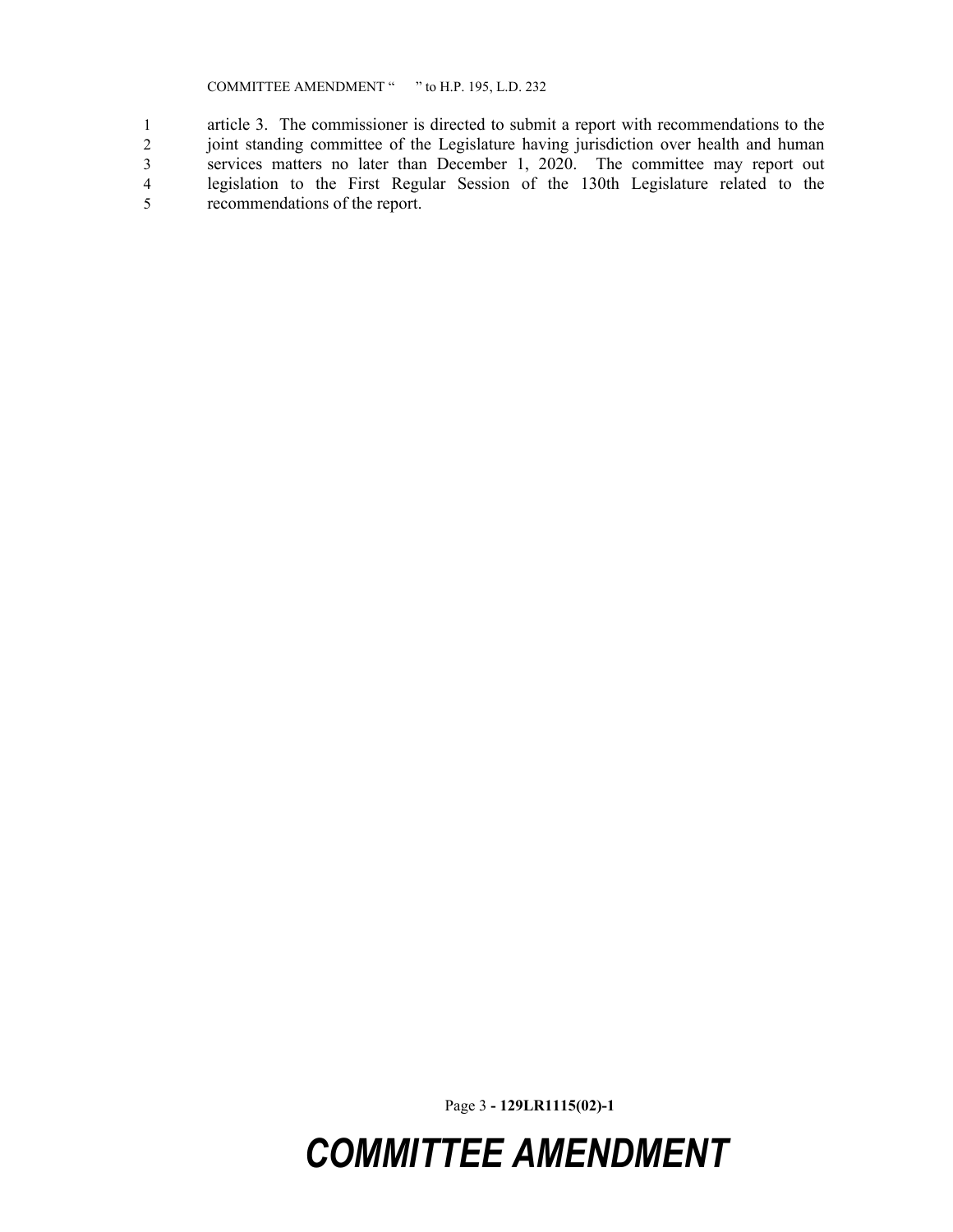article 3. The commissioner is directed to submit a report with recommendations to the joint standing committee of the Legislature having jurisdiction over health and human services matters no later than December 1, 2020. The committee may report out legislation to the First Regular Session of the 130th Legislature related to the recommendations of the report.